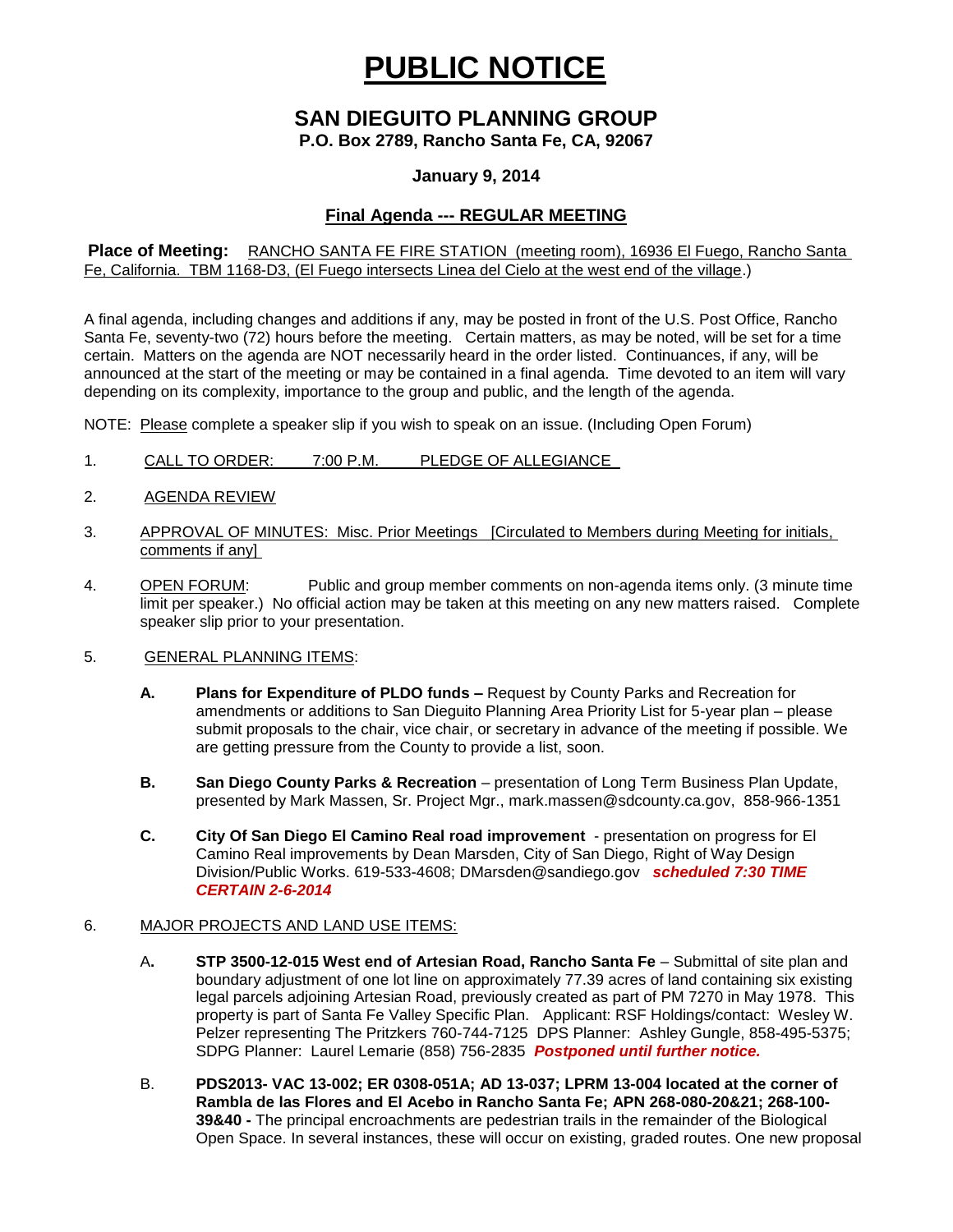# PUBLIC NOTICE

## SAN DIEGUITO PLANNING GROUP

**P.O. Box 2789, Rancho Santa Fe, CA, 92067**

**January 9, 2014**

### Final Agenda --- REGULAR MEETING

**Place of Meeting:** RANCHO SANTA FE FIRE STATION (meeting room), 16936 El Fuego, Rancho Santa Fe, California. TBM 1168-D3, (El Fuego intersects Linea del Cielo at the west end of the village.)

A final agenda, including changes and additions if any, may be posted in front of the U.S. Post Office, Rancho Santa Fe, seventy-two (72) hours before the meeting. Certain matters, as may be noted, will be set for a time certain. Matters on the agenda are NOT necessarily heard in the order listed. Continuances, if any, will be announced at the start of the meeting or may be contained in a final agenda. Time devoted to an item will vary depending on its complexity, importance to the group and public, and the length of the agenda.

NOTE: Please complete a speaker slip if you wish to speak on an issue. (Including Open Forum)

1. CALL TO ORDER: 7:00 P.M. PLEDGE OF ALLEGIANCE

2. AGENDA REVIEW

3. APPROVAL OF MINUTES: Misc. Prior Meetings [Circulated to Members during Meeting for initials, comments if any]

4. OPEN FORUM: Public and group member comments on non-agenda items only. (3 minute time limit per speaker.) No official action may be taken at this meeting on any new matters raised. Complete speaker slip prior to your presentation.

5. GENERAL PLANNING ITEMS:

   **A. Plans for Expenditure of PLDO funds –** Request by County Parks and Recreation for amendments or additions to San Dieguito Planning Area Priority List for 5-year plan – please submit proposals to the chair, vice chair, or secretary in advance of the meeting if possible. We are getting pressure from the County to provide a list, soon.

   **B. San Diego County Parks & Recreation** – presentation of Long Term Business Plan Update, presented by Mark Massen, Sr. Project Mgr., mark.massen@sdcounty.ca.gov, 858-966-1351

   **C. City Of San Diego El Camino Real road improvement** - presentation on progress for El Camino Real improvements by Dean Marsden, City of San Diego, Right of Way Design Division/Public Works. 619-533-4608; DMarsden@sandiego.gov ***scheduled 7:30 TIME CERTAIN 2-6-2014***

6. MAJOR PROJECTS AND LAND USE ITEMS:

   A. **STP 3500-12-015 West end of Artesian Road, Rancho Santa Fe** – Submittal of site plan and boundary adjustment of one lot line on approximately 77.39 acres of land containing six existing legal parcels adjoining Artesian Road, previously created as part of PM 7270 in May 1978. This property is part of Santa Fe Valley Specific Plan. Applicant: RSF Holdings/contact: Wesley W. Pelzer representing The Pritzkers 760-744-7125 DPS Planner: Ashley Gungle, 858-495-5375; SDPG Planner: Laurel Lemarie (858) 756-2835 ***Postponed until further notice.***

   B. **PDS2013- VAC 13-002; ER 0308-051A; AD 13-037; LPRM 13-004 located at the corner of Rambla de las Flores and El Acebo in Rancho Santa Fe; APN 268-080-20&21; 268-100-39&40 -** The principal encroachments are pedestrian trails in the remainder of the Biological Open Space. In several instances, these will occur on existing, graded routes. One new proposal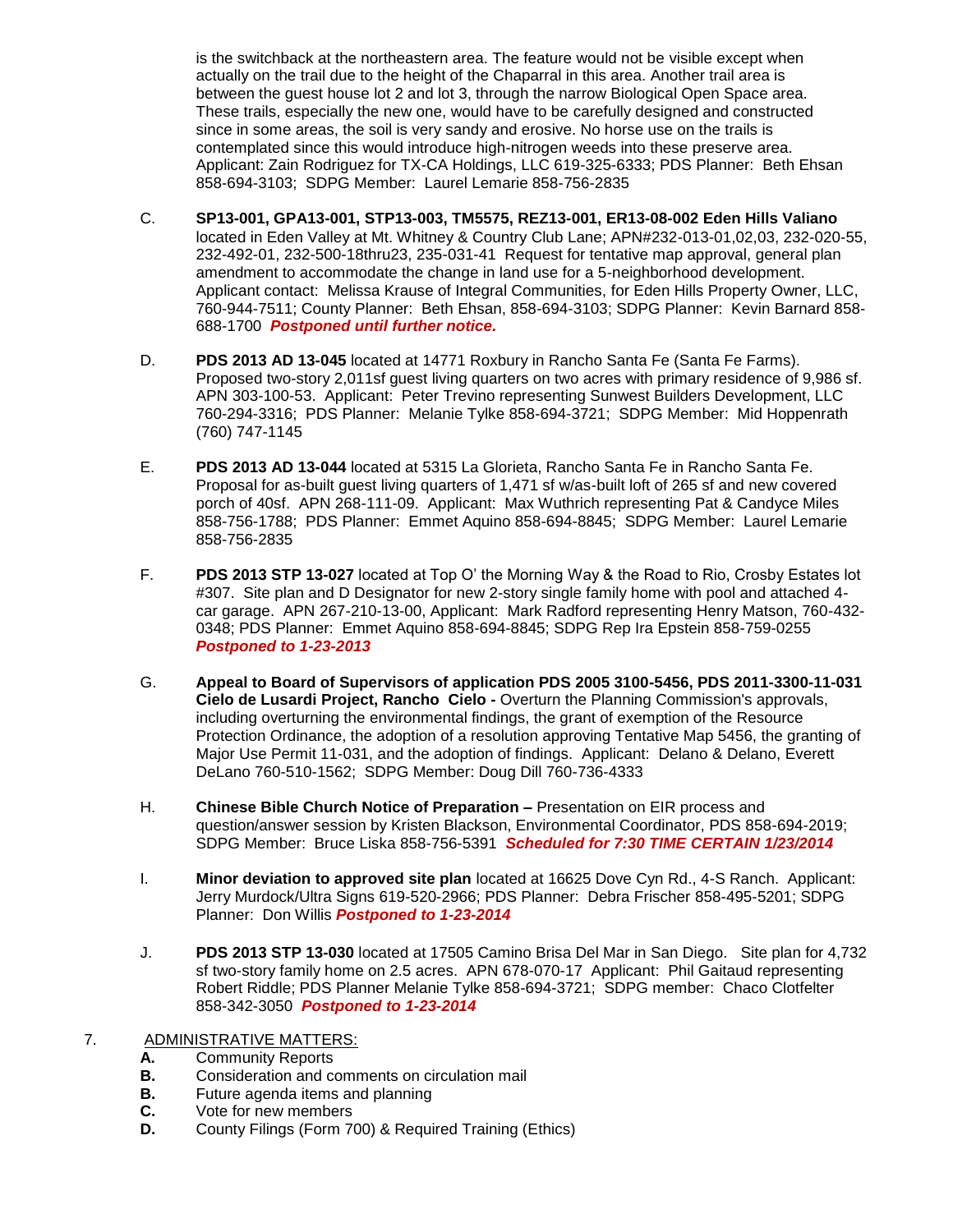is the switchback at the northeastern area. The feature would not be visible except when actually on the trail due to the height of the Chaparral in this area. Another trail area is between the guest house lot 2 and lot 3, through the narrow Biological Open Space area. These trails, especially the new one, would have to be carefully designed and constructed since in some areas, the soil is very sandy and erosive. No horse use on the trails is contemplated since this would introduce high-nitrogen weeds into these preserve area. Applicant: Zain Rodriguez for TX-CA Holdings, LLC 619-325-6333; PDS Planner: Beth Ehsan 858-694-3103; SDPG Member: Laurel Lemarie 858-756-2835

C. **SP13-001, GPA13-001, STP13-003, TM5575, REZ13-001, ER13-08-002 Eden Hills Valiano** located in Eden Valley at Mt. Whitney & Country Club Lane; APN#232-013-01,02,03, 232-020-55, 232-492-01, 232-500-18thru23, 235-031-41 Request for tentative map approval, general plan amendment to accommodate the change in land use for a 5-neighborhood development. Applicant contact: Melissa Krause of Integral Communities, for Eden Hills Property Owner, LLC, 760-944-7511; County Planner: Beth Ehsan, 858-694-3103; SDPG Planner: Kevin Barnard 858-688-1700 ***Postponed until further notice.***

D. **PDS 2013 AD 13-045** located at 14771 Roxbury in Rancho Santa Fe (Santa Fe Farms). Proposed two-story 2,011sf guest living quarters on two acres with primary residence of 9,986 sf. APN 303-100-53. Applicant: Peter Trevino representing Sunwest Builders Development, LLC 760-294-3316; PDS Planner: Melanie Tylke 858-694-3721; SDPG Member: Mid Hoppenrath (760) 747-1145

E. **PDS 2013 AD 13-044** located at 5315 La Glorieta, Rancho Santa Fe in Rancho Santa Fe. Proposal for as-built guest living quarters of 1,471 sf w/as-built loft of 265 sf and new covered porch of 40sf. APN 268-111-09. Applicant: Max Wuthrich representing Pat & Candyce Miles 858-756-1788; PDS Planner: Emmet Aquino 858-694-8845; SDPG Member: Laurel Lemarie 858-756-2835

F. **PDS 2013 STP 13-027** located at Top O' the Morning Way & the Road to Rio, Crosby Estates lot #307. Site plan and D Designator for new 2-story single family home with pool and attached 4-car garage. APN 267-210-13-00, Applicant: Mark Radford representing Henry Matson, 760-432-0348; PDS Planner: Emmet Aquino 858-694-8845; SDPG Rep Ira Epstein 858-759-0255 ***Postponed to 1-23-2013***

G. **Appeal to Board of Supervisors of application PDS 2005 3100-5456, PDS 2011-3300-11-031 Cielo de Lusardi Project, Rancho Cielo -** Overturn the Planning Commission's approvals, including overturning the environmental findings, the grant of exemption of the Resource Protection Ordinance, the adoption of a resolution approving Tentative Map 5456, the granting of Major Use Permit 11-031, and the adoption of findings. Applicant: Delano & Delano, Everett DeLano 760-510-1562; SDPG Member: Doug Dill 760-736-4333

H. **Chinese Bible Church Notice of Preparation –** Presentation on EIR process and question/answer session by Kristen Blackson, Environmental Coordinator, PDS 858-694-2019; SDPG Member: Bruce Liska 858-756-5391 ***Scheduled for 7:30 TIME CERTAIN 1/23/2014***

I. **Minor deviation to approved site plan** located at 16625 Dove Cyn Rd., 4-S Ranch. Applicant: Jerry Murdock/Ultra Signs 619-520-2966; PDS Planner: Debra Frischer 858-495-5201; SDPG Planner: Don Willis ***Postponed to 1-23-2014***

J. **PDS 2013 STP 13-030** located at 17505 Camino Brisa Del Mar in San Diego. Site plan for 4,732 sf two-story family home on 2.5 acres. APN 678-070-17 Applicant: Phil Gaitaud representing Robert Riddle; PDS Planner Melanie Tylke 858-694-3721; SDPG member: Chaco Clotfelter 858-342-3050 ***Postponed to 1-23-2014***

7. ADMINISTRATIVE MATTERS:

**A.** Community Reports
**B.** Consideration and comments on circulation mail
**B.** Future agenda items and planning
**C.** Vote for new members
**D.** County Filings (Form 700) & Required Training (Ethics)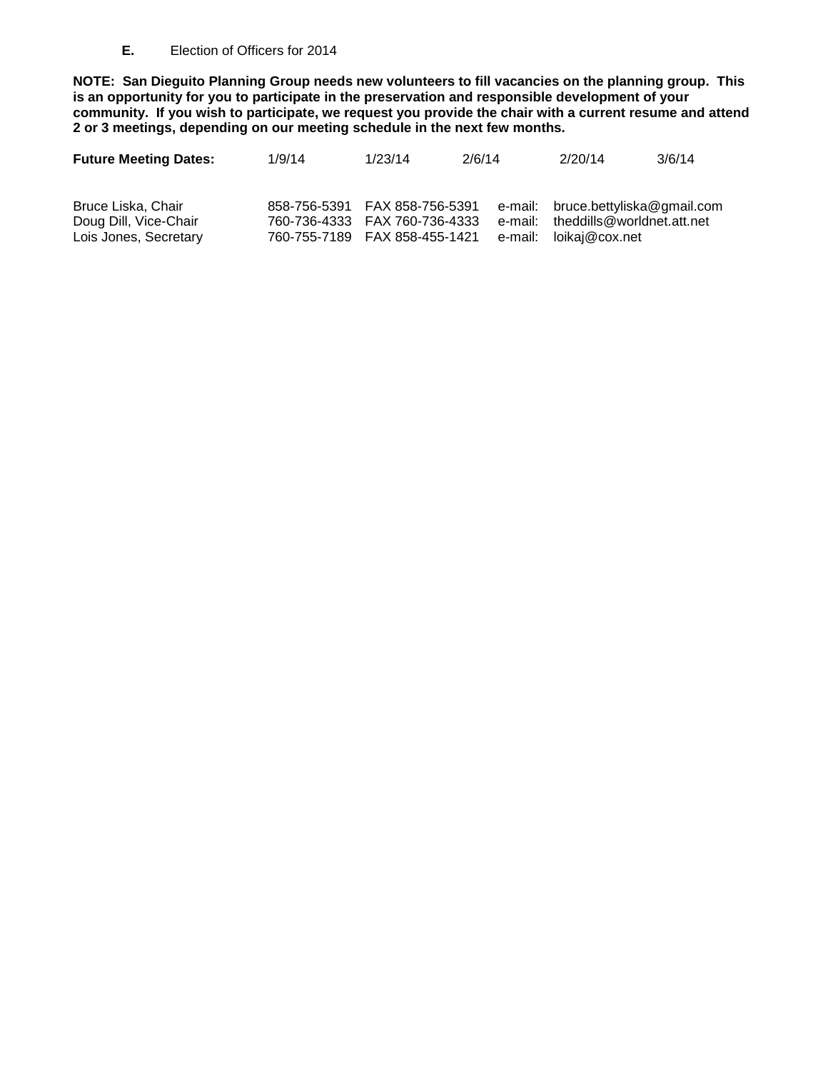**E.** Election of Officers for 2014

**NOTE: San Dieguito Planning Group needs new volunteers to fill vacancies on the planning group. This is an opportunity for you to participate in the preservation and responsible development of your community. If you wish to participate, we request you provide the chair with a current resume and attend 2 or 3 meetings, depending on our meeting schedule in the next few months.**

| **Future Meeting Dates:** | 1/9/14 | 1/23/14 | 2/6/14 | 2/20/14 | 3/6/14 |
|---|---|---|---|---|---|

| | | | |
|---|---|---|---|
| Bruce Liska, Chair | 858-756-5391 | FAX 858-756-5391 | e-mail: bruce.bettyliska@gmail.com |
| Doug Dill, Vice-Chair | 760-736-4333 | FAX 760-736-4333 | e-mail: theddills@worldnet.att.net |
| Lois Jones, Secretary | 760-755-7189 | FAX 858-455-1421 | e-mail: loikaj@cox.net |